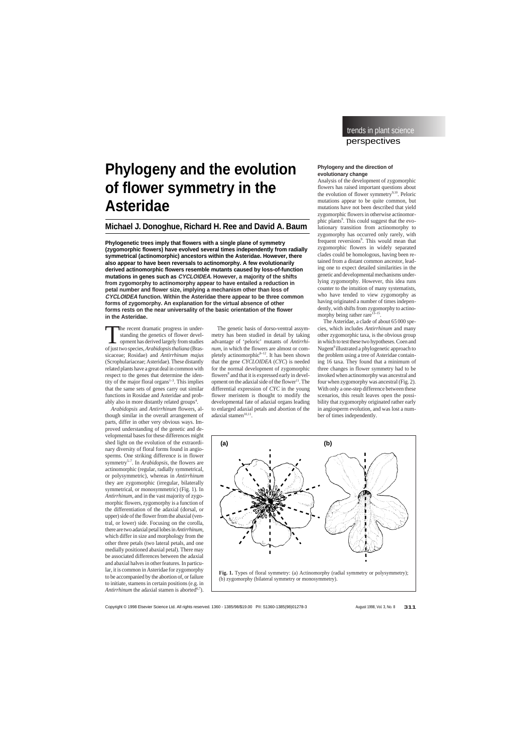# Phylogeny and the evolution of flower symmetry in the Asteridae

## Michael J. Donoghue, Richard H. Ree and David A. Baum

**Phylogenetic trees imply that flowers with a single plane of symmetry (zygomorphic flowers) have evolved several times independently from radially symmetrical (actinomorphic) ancestors within the Asteridae. However, there also appear to have been reversals to actinomorphy. A few evolutionarily derived actinomorphic flowers resemble mutants caused by loss-of-function mutations in genes such as *CYCLOIDEA*. However, a majority of the shifts from zygomorphy to actinomorphy appear to have entailed a reduction in petal number and flower size, implying a mechanism other than loss of *CYCLOIDEA* function. Within the Asteridae there appear to be three common forms of zygomorphy. An explanation for the virtual absence of other forms rests on the near universality of the basic orientation of the flower in the Asteridae.**

The recent dramatic progress in understanding the genetics of flower development has derived largely from studies of just two species, *Arabidopsis thaliana* (Brassicaceae; Rosidae) and *Antirrhinum majus* (Scrophulariaceae; Asteridae). These distantly related plants have a great deal in common with respect to the genes that determine the identity of the major floral organs[1–3]. This implies that the same sets of genes carry out similar functions in Rosidae and Asteridae and probably also in more distantly related groups[4].

*Arabidopsis* and *Antirrhinum* flowers, although similar in the overall arrangement of parts, differ in other very obvious ways. Improved understanding of the genetic and developmental bases for these differences might shed light on the evolution of the extraordinary diversity of floral forms found in angiosperms. One striking difference is in flower symmetry[5–7]. In *Arabidopsis*, the flowers are actinomorphic (regular, radially symmetrical, or polysymmetric), whereas in *Antirrhinum* they are zygomorphic (irregular, bilaterally symmetrical, or monosymmetric) (Fig. 1). In *Antirrhinum*, and in the vast majority of zygomorphic flowers, zygomorphy is a function of the differentiation of the adaxial (dorsal, or upper) side of the flower from the abaxial (ventral, or lower) side. Focusing on the corolla, there are two adaxial petal lobes in *Antirrhinum*, which differ in size and morphology from the other three petals (two lateral petals, and one medially positioned abaxial petal). There may be associated differences between the adaxial and abaxial halves in other features. In particular, it is common in Asteridae for zygomorphy to be accompanied by the abortion of, or failure to initiate, stamens in certain positions (e.g. in *Antirrhinum* the adaxial stamen is aborted[6,7]).

The genetic basis of dorso-ventral assymmetry has been studied in detail by taking advantage of 'peloric' mutants of *Antirrhinum*, in which the flowers are almost or completely actinomorphic[8–12]. It has been shown that the gene *CYCLOIDEA* (*CYC*) is needed for the normal development of zygomorphic flowers[8] and that it is expressed early in development on the adaxial side of the flower[11]. The differential expression of *CYC* in the young flower meristem is thought to modify the developmental fate of adaxial organs leading to enlarged adaxial petals and abortion of the adaxial stamen[10,11].

### Phylogeny and the direction of evolutionary change

Analysis of the development of zygomorphic flowers has raised important questions about the evolution of flower symmetry[9,10]. Peloric mutations appear to be quite common, but mutations have not been described that yield zygomorphic flowers in otherwise actinomorphic plants[9]. This could suggest that the evolutionary transition from actinomorphy to zygomorphy has occurred only rarely, with frequent reversions[9]. This would mean that zygomorphic flowers in widely separated clades could be homologous, having been retained from a distant common ancestor, leading one to expect detailed similarities in the genetic and developmental mechanisms underlying zygomorphy. However, this idea runs counter to the intuition of many systematists, who have tended to view zygomorphy as having originated a number of times independently, with shifts from zygomorphy to actinomorphy being rather rare[13–15].

The Asteridae, a clade of about 65 000 species, which includes *Antirrhinum* and many other zygomorphic taxa, is the obvious group in which to test these two hypotheses. Coen and Nugent[9] illustrated a phylogenetic approach to the problem using a tree of Asteridae containing 16 taxa. They found that a minimum of three changes in flower symmetry had to be invoked when actinomorphy was ancestral and four when zygomorphy was ancestral (Fig. 2). With only a one-step difference between these scenarios, this result leaves open the possibility that zygomorphy originated rather early in angiosperm evolution, and was lost a number of times independently.

**Fig. 1.** Types of floral symmetry: (a) Actinomorphy (radial symmetry or polysymmetry); (b) zygomorphy (bilateral symmetry or monosymmetry).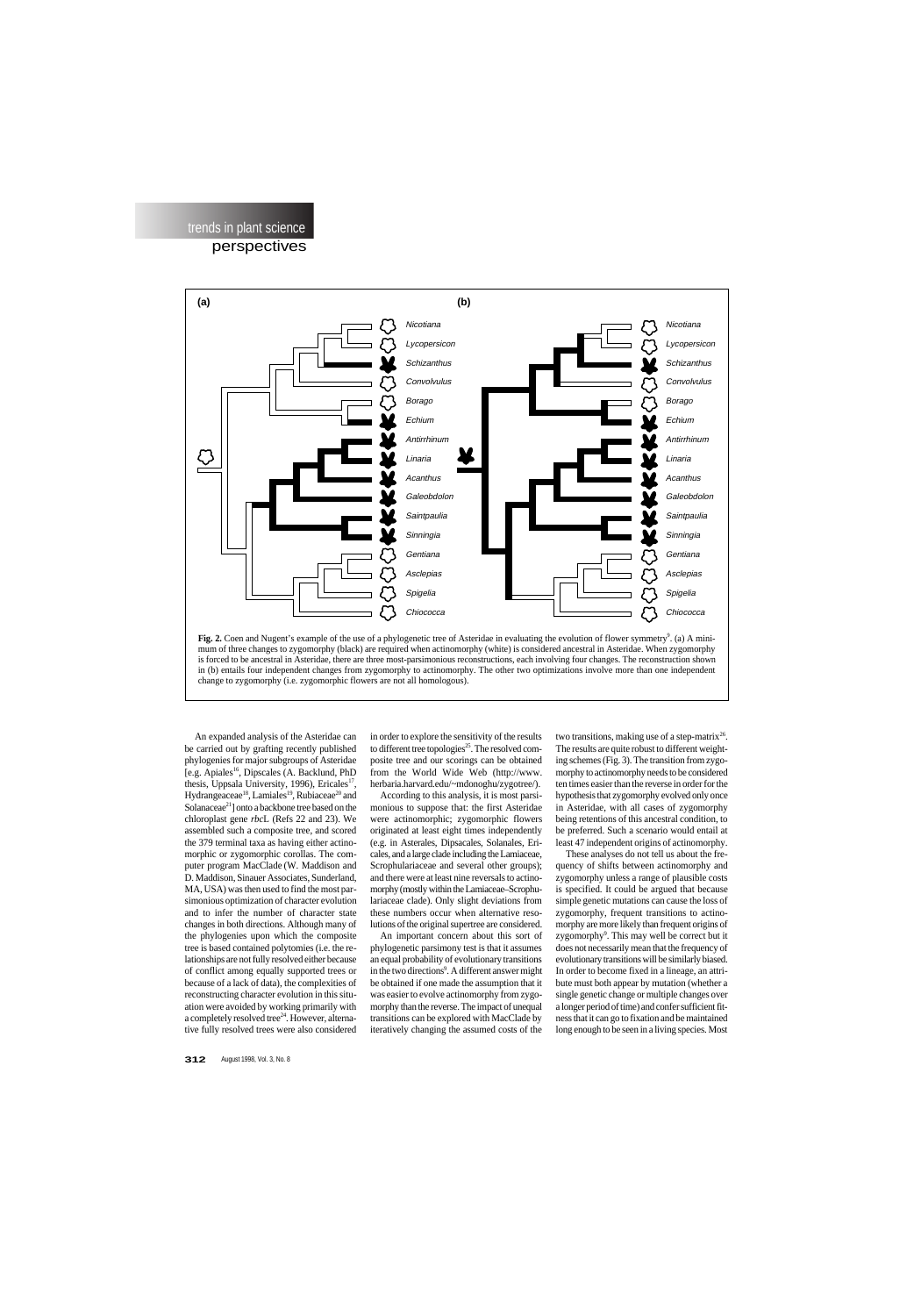**Fig. 2.** Coen and Nugent's example of the use of a phylogenetic tree of Asteridae in evaluating the evolution of flower symmetry[9]. (a) A minimum of three changes to zygomorphy (black) are required when actinomorphy (white) is considered ancestral in Asteridae. When zygomorphy is forced to be ancestral in Asteridae, there are three most-parsimonious reconstructions, each involving four changes. The reconstruction shown in (b) entails four independent changes from zygomorphy to actinomorphy. The other two optimizations involve more than one independent change to zygomorphy (i.e. zygomorphic flowers are not all homologous).

An expanded analysis of the Asteridae can be carried out by grafting recently published phylogenies for major subgroups of Asteridae [e.g. Apiales[16], Dipscales (A. Backlund, PhD thesis, Uppsala University, 1996), Ericales[17], Hydrangeaceae[18], Lamiales[19], Rubiaceae[20] and Solanaceae[21]] onto a backbone tree based on the chloroplast gene *rbc*L (Refs 22 and 23). We assembled such a composite tree, and scored the 379 terminal taxa as having either actinomorphic or zygomorphic corollas. The computer program MacClade (W. Maddison and D. Maddison, Sinauer Associates, Sunderland, MA, USA) was then used to find the most parsimonious optimization of character evolution and to infer the number of character state changes in both directions. Although many of the phylogenies upon which the composite tree is based contained polytomies (i.e. the relationships are not fully resolved either because of conflict among equally supported trees or because of a lack of data), the complexities of reconstructing character evolution in this situation were avoided by working primarily with a completely resolved tree[24]. However, alternative fully resolved trees were also considered in order to explore the sensitivity of the results to different tree topologies[25]. The resolved composite tree and our scorings can be obtained from the World Wide Web (http://www.herbaria.harvard.edu/~mdonoghu/zygotree/).

According to this analysis, it is most parsimonious to suppose that: the first Asteridae were actinomorphic; zygomorphic flowers originated at least eight times independently (e.g. in Asterales, Dipsacales, Solanales, Ericales, and a large clade including the Lamiaceae, Scrophulariaceae and several other groups); and there were at least nine reversals to actinomorphy (mostly within the Lamiaceae–Scrophulariaceae clade). Only slight deviations from these numbers occur when alternative resolutions of the original supertree are considered.

An important concern about this sort of phylogenetic parsimony test is that it assumes an equal probability of evolutionary transitions in the two directions[9]. A different answer might be obtained if one made the assumption that it was easier to evolve actinomorphy from zygomorphy than the reverse. The impact of unequal transitions can be explored with MacClade by iteratively changing the assumed costs of the two transitions, making use of a step-matrix[26]. The results are quite robust to different weighting schemes (Fig. 3). The transition from zygomorphy to actinomorphy needs to be considered ten times easier than the reverse in order for the hypothesis that zygomorphy evolved only once in Asteridae, with all cases of zygomorphy being retentions of this ancestral condition, to be preferred. Such a scenario would entail at least 47 independent origins of actinomorphy.

These analyses do not tell us about the frequency of shifts between actinomorphy and zygomorphy unless a range of plausible costs is specified. It could be argued that because simple genetic mutations can cause the loss of zygomorphy, frequent transitions to actinomorphy are more likely than frequent origins of zygomorphy[9]. This may well be correct but it does not necessarily mean that the frequency of evolutionary transitions will be similarly biased. In order to become fixed in a lineage, an attribute must both appear by mutation (whether a single genetic change or multiple changes over a longer period of time) and confer sufficient fitness that it can go to fixation and be maintained long enough to be seen in a living species. Most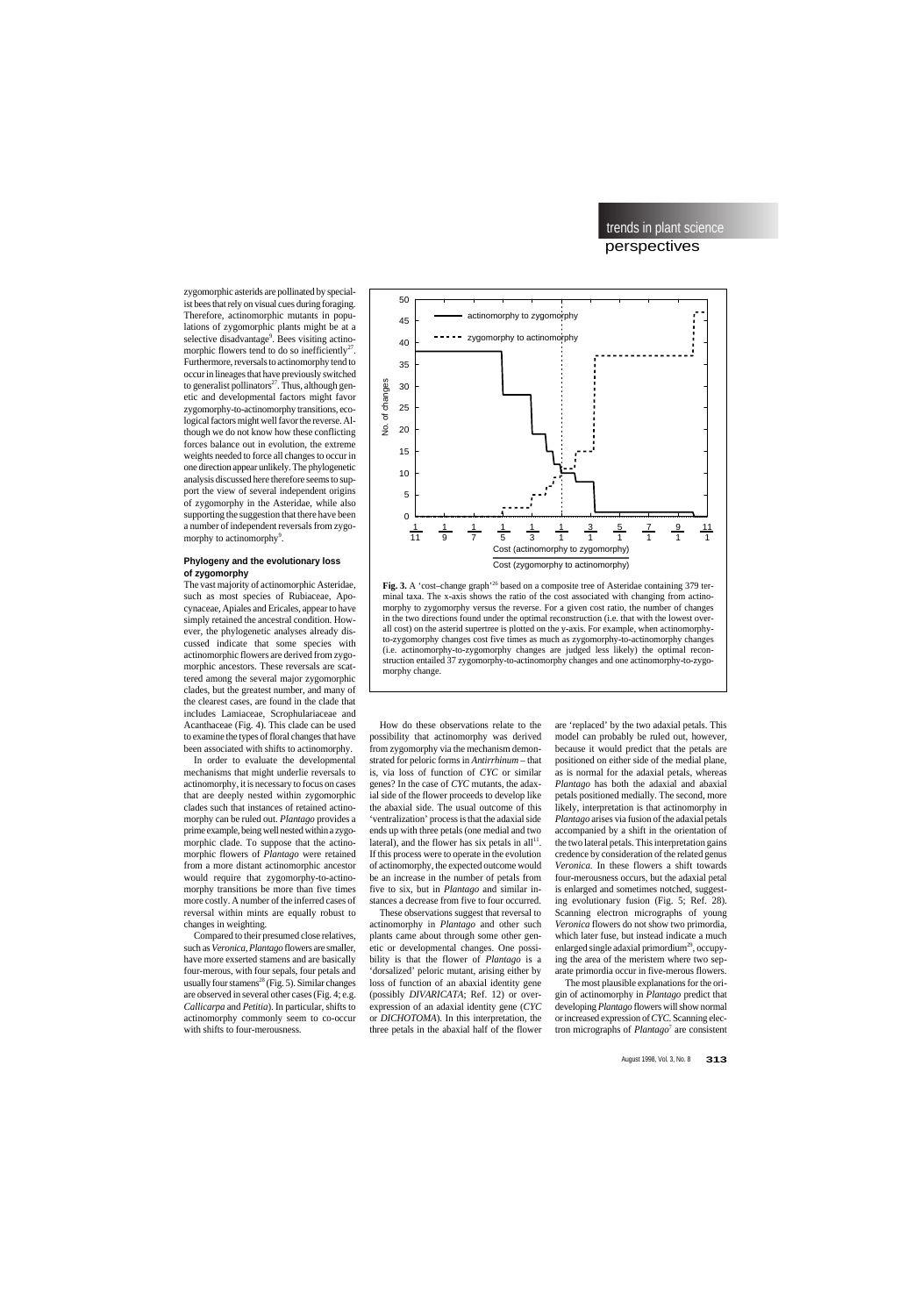zygomorphic asterids are pollinated by specialist bees that rely on visual cues during foraging. Therefore, actinomorphic mutants in populations of zygomorphic plants might be at a selective disadvantage[9]. Bees visiting actinomorphic flowers tend to do so inefficiently[27]. Furthermore, reversals to actinomorphy tend to occur in lineages that have previously switched to generalist pollinators[27]. Thus, although genetic and developmental factors might favor zygomorphy-to-actinomorphy transitions, ecological factors might well favor the reverse. Although we do not know how these conflicting forces balance out in evolution, the extreme weights needed to force all changes to occur in one direction appear unlikely. The phylogenetic analysis discussed here therefore seems to support the view of several independent origins of zygomorphy in the Asteridae, while also supporting the suggestion that there have been a number of independent reversals from zygomorphy to actinomorphy[9].

### Phylogeny and the evolutionary loss of zygomorphy

The vast majority of actinomorphic Asteridae, such as most species of Rubiaceae, Apocynaceae, Apiales and Ericales, appear to have simply retained the ancestral condition. However, the phylogenetic analyses already discussed indicate that some species with actinomorphic flowers are derived from zygomorphic ancestors. These reversals are scattered among the several major zygomorphic clades, but the greatest number, and many of the clearest cases, are found in the clade that includes Lamiaceae, Scrophulariaceae and Acanthaceae (Fig. 4). This clade can be used to examine the types of floral changes that have been associated with shifts to actinomorphy.

In order to evaluate the developmental mechanisms that might underlie reversals to actinomorphy, it is necessary to focus on cases that are deeply nested within zygomorphic clades such that instances of retained actinomorphy can be ruled out. *Plantago* provides a prime example, being well nested within a zygomorphic clade. To suppose that the actinomorphic flowers of *Plantago* were retained from a more distant actinomorphic ancestor would require that zygomorphy-to-actinomorphy transitions be more than five times more costly. A number of the inferred cases of reversal within mints are equally robust to changes in weighting.

Compared to their presumed close relatives, such as *Veronica*, *Plantago* flowers are smaller, have more exserted stamens and are basically four-merous, with four sepals, four petals and usually four stamens[28] (Fig. 5). Similar changes are observed in several other cases (Fig. 4; e.g. *Callicarpa* and *Petitia*). In particular, shifts to actinomorphy commonly seem to co-occur with shifts to four-merousness.

50
45
40
35
30
25
20
15
10
5
0
No. of changes
actinomorphy to zygomorphy
zygomorphy to actinomorphy
1/11 1/9 1/7 1/5 1/3 1/1 3/1 5/1 7/1 9/1 11/1
Cost (actinomorphy to zygomorphy)
Cost (zygomorphy to actinomorphy)

**Fig. 3.** A 'cost–change graph'[26] based on a composite tree of Asteridae containing 379 terminal taxa. The x-axis shows the ratio of the cost associated with changing from actinomorphy to zygomorphy versus the reverse. For a given cost ratio, the number of changes in the two directions found under the optimal reconstruction (i.e. that with the lowest overall cost) on the asterid supertree is plotted on the y-axis. For example, when actinomorphy-to-zygomorphy changes cost five times as much as zygomorphy-to-actinomorphy changes (i.e. actinomorphy-to-zygomorphy changes are judged less likely) the optimal reconstruction entailed 37 zygomorphy-to-actinomorphy changes and one actinomorphy-to-zygomorphy change.

How do these observations relate to the possibility that actinomorphy was derived from zygomorphy via the mechanism demonstrated for peloric forms in *Antirrhinum* – that is, via loss of function of *CYC* or similar genes? In the case of *CYC* mutants, the adaxial side of the flower proceeds to develop like the abaxial side. The usual outcome of this 'ventralization' process is that the adaxial side ends up with three petals (one medial and two lateral), and the flower has six petals in all[11]. If this process were to operate in the evolution of actinomorphy, the expected outcome would be an increase in the number of petals from five to six, but in *Plantago* and similar instances a decrease from five to four occurred.

These observations suggest that reversal to actinomorphy in *Plantago* and other such plants came about through some other genetic or developmental changes. One possibility is that the flower of *Plantago* is a 'dorsalized' peloric mutant, arising either by loss of function of an abaxial identity gene (possibly *DIVARICATA*; Ref. 12) or overexpression of an adaxial identity gene (*CYC* or *DICHOTOMA*). In this interpretation, the three petals in the abaxial half of the flower are 'replaced' by the two adaxial petals. This model can probably be ruled out, however, because it would predict that the petals are positioned on either side of the medial plane, as is normal for the adaxial petals, whereas *Plantago* has both the adaxial and abaxial petals positioned medially. The second, more likely, interpretation is that actinomorphy in *Plantago* arises via fusion of the adaxial petals accompanied by a shift in the orientation of the two lateral petals. This interpretation gains credence by consideration of the related genus *Veronica*. In these flowers a shift towards four-merousness occurs, but the adaxial petal is enlarged and sometimes notched, suggesting evolutionary fusion (Fig. 5; Ref. 28). Scanning electron micrographs of young *Veronica* flowers do not show two primordia, which later fuse, but instead indicate a much enlarged single adaxial primordium[29], occupying the area of the meristem where two separate primordia occur in five-merous flowers.

The most plausible explanations for the origin of actinomorphy in *Plantago* predict that developing *Plantago* flowers will show normal or increased expression of *CYC*. Scanning electron micrographs of *Plantago*[7] are consistent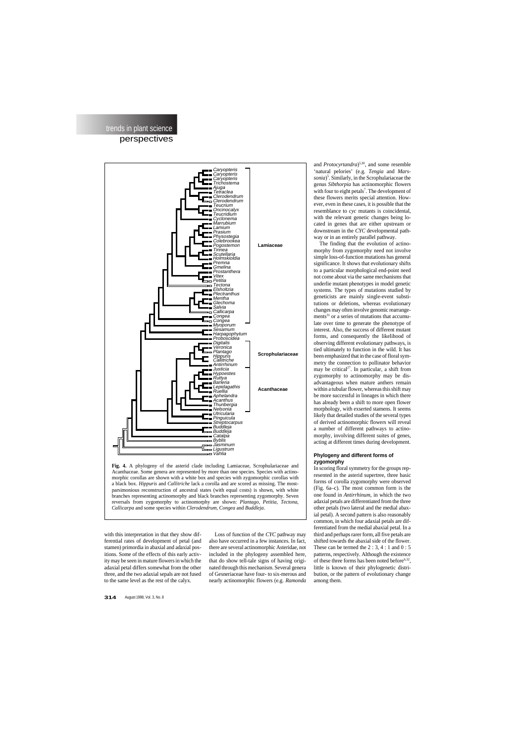**Fig. 4.** A phylogeny of the asterid clade including Lamiaceae, Scrophulariaceae and Acanthaceae. Some genera are represented by more than one species. Species with actinomorphic corollas are shown with a white box and species with zygomorphic corollas with a black box. *Hippuris* and *Callitriche* lack a corolla and are scored as missing. The most-parsimonious reconstruction of ancestral states (with equal costs) is shown, with white branches representing actinomorphy and black branches representing zygomorphy. Seven reversals from zygomorphy to actinomorphy are shown: *Plantago*, *Petitia*, *Tectona*, *Callicarpa* and some species within *Clerodendrum*, *Congea* and *Buddleja*.

with this interpretation in that they show differential rates of development of petal (and stamen) primordia in abaxial and adaxial positions. Some of the effects of this early activity may be seen in mature flowers in which the adaxial petal differs somewhat from the other three, and the two adaxial sepals are not fused to the same level as the rest of the calyx.

Loss of function of the *CYC* pathway may also have occurred in a few instances. In fact, there are several actinomorphic Asteridae, not included in the phylogeny assembled here, that do show tell-tale signs of having originated through this mechanism. Several genera of Gesneriaceae have four- to six-merous and nearly actinomorphic flowers (e.g. *Ramonda* and *Protocyrtandra*)[5,30], and some resemble 'natural pelories' (e.g. *Tengia* and *Marssonia*)[5]. Similarly, in the Scrophulariaceae the genus *Sibthorpia* has actinomorphic flowers with four to eight petals[7]. The development of these flowers merits special attention. However, even in these cases, it is possible that the resemblance to *cyc* mutants is coincidental, with the relevant genetic changes being located in genes that are either upstream or downstream in the *CYC* developmental pathway or in an entirely parallel pathway.

The finding that the evolution of actinomorphy from zygomorphy need not involve simple loss-of-function mutations has general significance. It shows that evolutionary shifts to a particular morphological end-point need not come about via the same mechanisms that underlie mutant phenotypes in model genetic systems. The types of mutations studied by geneticists are mainly single-event substitutions or deletions, whereas evolutionary changes may often involve genomic rearrangements[31] or a series of mutations that accumulate over time to generate the phenotype of interest. Also, the success of different mutant forms, and consequently the likelihood of observing different evolutionary pathways, is tied ultimately to function in the wild. It has been emphasized that in the case of floral symmetry the connection to pollinator behavior may be critical[27]. In particular, a shift from zygomorphy to actinomorphy may be disadvantageous when mature anthers remain within a tubular flower, whereas this shift may be more successful in lineages in which there has already been a shift to more open flower morphology, with exserted stamens. It seems likely that detailed studies of the several types of derived actinomorphic flowers will reveal a number of different pathways to actinomorphy, involving different suites of genes, acting at different times during development.

### Phylogeny and different forms of zygomorphy

In scoring floral symmetry for the groups represented in the asterid supertree, three basic forms of corolla zygomorphy were observed (Fig. 6a–c). The most common form is the one found in *Antirrhinum*, in which the two adaxial petals are differentiated from the three other petals (two lateral and the medial abaxial petal). A second pattern is also reasonably common, in which four adaxial petals are differentiated from the medial abaxial petal. In a third and perhaps rarer form, all five petals are shifted towards the abaxial side of the flower. These can be termed the 2 : 3, 4 : 1 and 0 : 5 patterns, respectively. Although the existence of these three forms has been noted before[6,32], little is known of their phylogenetic distribution, or the pattern of evolutionary change among them.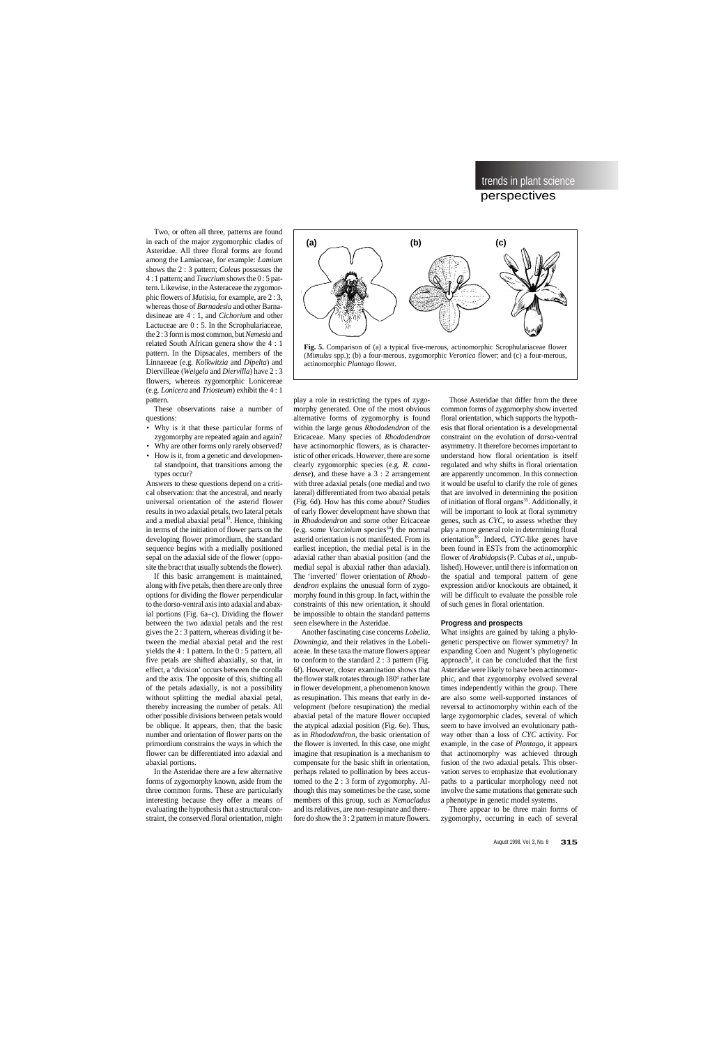Two, or often all three, patterns are found in each of the major zygomorphic clades of Asteridae. All three floral forms are found among the Lamiaceae, for example: *Lamium* shows the 2 : 3 pattern; *Coleus* possesses the 4 : 1 pattern; and *Teucrium* shows the 0 : 5 pattern. Likewise, in the Asteraceae the zygomorphic flowers of *Mutisia*, for example, are 2 : 3, whereas those of *Barnadesia* and other Barnadesineae are 4 : 1, and *Cichorium* and other Lactuceae are 0 : 5. In the Scrophulariaceae, the 2 : 3 form is most common, but *Nemesia* and related South African genera show the 4 : 1 pattern. In the Dipsacales, members of the Linnaeeae (e.g. *Kolkwitzia* and *Dipelta*) and Diervilleae (*Weigela* and *Diervilla*) have 2 : 3 flowers, whereas zygomorphic Lonicereae (e.g. *Lonicera* and *Triosteum*) exhibit the 4 : 1 pattern.

These observations raise a number of questions:

- Why is it that these particular forms of zygomorphy are repeated again and again?
- Why are other forms only rarely observed?
- How is it, from a genetic and developmental standpoint, that transitions among the types occur?

Answers to these questions depend on a critical observation: that the ancestral, and nearly universal orientation of the asterid flower results in two adaxial petals, two lateral petals and a medial abaxial petal[33]. Hence, thinking in terms of the initiation of flower parts on the developing flower primordium, the standard sequence begins with a medially positioned sepal on the adaxial side of the flower (opposite the bract that usually subtends the flower).

If this basic arrangement is maintained, along with five petals, then there are only three options for dividing the flower perpendicular to the dorso-ventral axis into adaxial and abaxial portions (Fig. 6a–c). Dividing the flower between the two adaxial petals and the rest gives the 2 : 3 pattern, whereas dividing it between the medial abaxial petal and the rest yields the 4 : 1 pattern. In the 0 : 5 pattern, all five petals are shifted abaxially, so that, in effect, a 'division' occurs between the corolla and the axis. The opposite of this, shifting all of the petals adaxially, is not a possibility without splitting the medial abaxial petal, thereby increasing the number of petals. All other possible divisions between petals would be oblique. It appears, then, that the basic number and orientation of flower parts on the primordium constrains the ways in which the flower can be differentiated into adaxial and abaxial portions.

In the Asteridae there are a few alternative forms of zygomorphy known, aside from the three common forms. These are particularly interesting because they offer a means of evaluating the hypothesis that a structural constraint, the conserved floral orientation, might play a role in restricting the types of zygomorphy generated. One of the most obvious alternative forms of zygomorphy is found within the large genus *Rhododendron* of the Ericaceae. Many species of *Rhododendron* have actinomorphic flowers, as is characteristic of other ericads. However, there are some clearly zygomorphic species (e.g. *R. canadense*), and these have a 3 : 2 arrangement with three adaxial petals (one medial and two lateral) differentiated from two abaxial petals (Fig. 6d). How has this come about? Studies of early flower development have shown that in *Rhododendron* and some other Ericaceae (e.g. some *Vaccinium* species[34]) the normal asterid orientation is not manifested. From its earliest inception, the medial petal is in the adaxial rather than abaxial position (and the medial sepal is abaxial rather than adaxial). The 'inverted' flower orientation of *Rhododendron* explains the unusual form of zygomorphy found in this group. In fact, within the constraints of this new orientation, it should be impossible to obtain the standard patterns seen elsewhere in the Asteridae.

Another fascinating case concerns *Lobelia*, *Downingia*, and their relatives in the Lobeliaceae. In these taxa the mature flowers appear to conform to the standard 2 : 3 pattern (Fig. 6f). However, closer examination shows that the flower stalk rotates through 180° rather late in flower development, a phenomenon known as resupination. This means that early in development (before resupination) the medial abaxial petal of the mature flower occupied the atypical adaxial position (Fig. 6e). Thus, as in *Rhododendron*, the basic orientation of the flower is inverted. In this case, one might imagine that resupination is a mechanism to compensate for the basic shift in orientation, perhaps related to pollination by bees accustomed to the 2 : 3 form of zygomorphy. Although this may sometimes be the case, some members of this group, such as *Nemacladus* and its relatives, are non-resupinate and therefore do show the 3 : 2 pattern in mature flowers.

(a) (b) (c)

**Fig. 5.** Comparison of (a) a typical five-merous, actinomorphic Scrophulariaceae flower (*Mimulus* spp.); (b) a four-merous, zygomorphic *Veronica* flower; and (c) a four-merous, actinomorphic *Plantago* flower.

Those Asteridae that differ from the three common forms of zygomorphy show inverted floral orientation, which supports the hypothesis that floral orientation is a developmental constraint on the evolution of dorso-ventral asymmetry. It therefore becomes important to understand how floral orientation is itself regulated and why shifts in floral orientation are apparently uncommon. In this connection it would be useful to clarify the role of genes that are involved in determining the position of initiation of floral organs[35]. Additionally, it will be important to look at floral symmetry genes, such as *CYC*, to assess whether they play a more general role in determining floral orientation[36]. Indeed, *CYC*-like genes have been found in ESTs from the actinomorphic flower of *Arabidopsis* (P. Cubas *et al.*, unpublished). However, until there is information on the spatial and temporal pattern of gene expression and/or knockouts are obtained, it will be difficult to evaluate the possible role of such genes in floral orientation.

### Progress and prospects

What insights are gained by taking a phylogenetic perspective on flower symmetry? In expanding Coen and Nugent's phylogenetic approach[9], it can be concluded that the first Asteridae were likely to have been actinomorphic, and that zygomorphy evolved several times independently within the group. There are also some well-supported instances of reversal to actinomorphy within each of the large zygomorphic clades, several of which seem to have involved an evolutionary pathway other than a loss of *CYC* activity. For example, in the case of *Plantago*, it appears that actinomorphy was achieved through fusion of the two adaxial petals. This observation serves to emphasize that evolutionary paths to a particular morphology need not involve the same mutations that generate such a phenotype in genetic model systems.

There appear to be three main forms of zygomorphy, occurring in each of several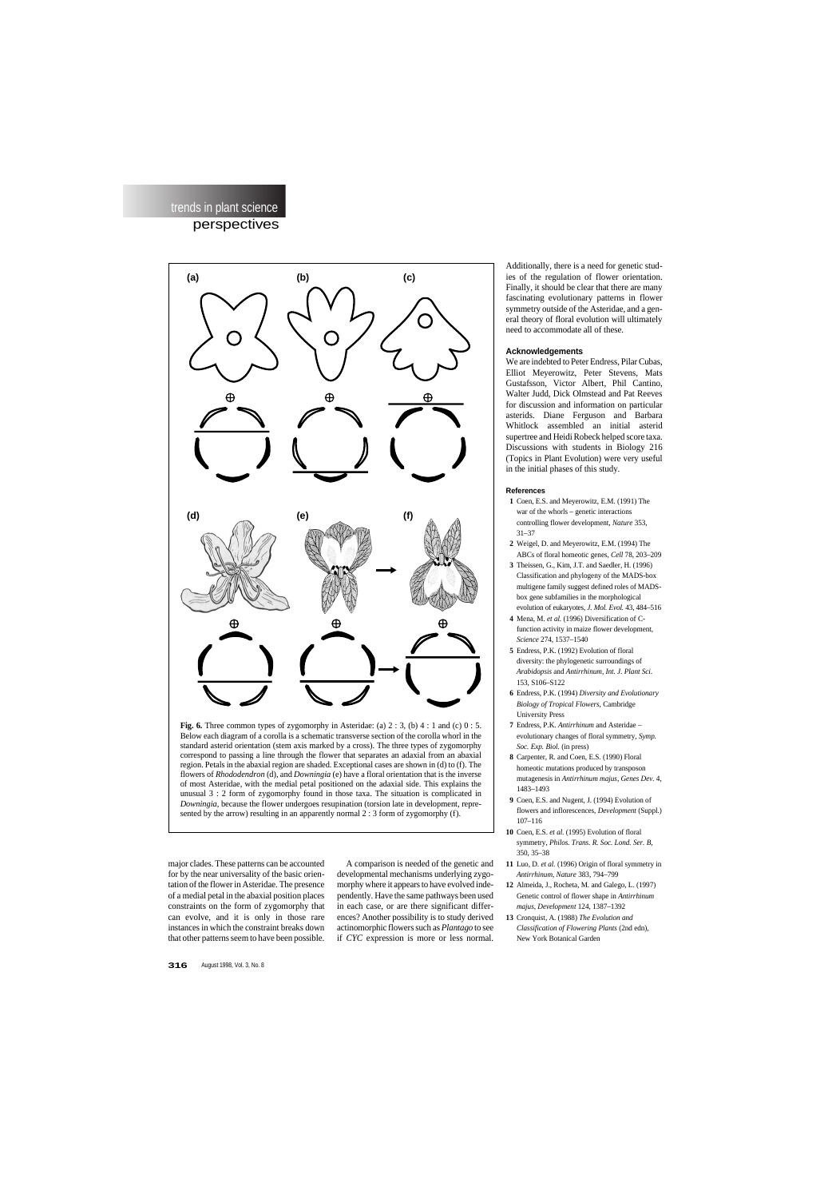(a) (b) (c)

(d) (e) (f)

**Fig. 6.** Three common types of zygomorphy in Asteridae: (a) 2 : 3, (b) 4 : 1 and (c) 0 : 5. Below each diagram of a corolla is a schematic transverse section of the corolla whorl in the standard asterid orientation (stem axis marked by a cross). The three types of zygomorphy correspond to passing a line through the flower that separates an adaxial from an abaxial region. Petals in the abaxial region are shaded. Exceptional cases are shown in (d) to (f). The flowers of *Rhododendron* (d), and *Downingia* (e) have a floral orientation that is the inverse of most Asteridae, with the medial petal positioned on the adaxial side. This explains the unusual 3 : 2 form of zygomorphy found in those taxa. The situation is complicated in *Downingia*, because the flower undergoes resupination (torsion late in development, represented by the arrow) resulting in an apparently normal 2 : 3 form of zygomorphy (f).

major clades. These patterns can be accounted for by the near universality of the basic orientation of the flower in Asteridae. The presence of a medial petal in the abaxial position places constraints on the form of zygomorphy that can evolve, and it is only in those rare instances in which the constraint breaks down that other patterns seem to have been possible.

A comparison is needed of the genetic and developmental mechanisms underlying zygomorphy where it appears to have evolved independently. Have the same pathways been used in each case, or are there significant differences? Another possibility is to study derived actinomorphic flowers such as *Plantago* to see if *CYC* expression is more or less normal. Additionally, there is a need for genetic studies of the regulation of flower orientation. Finally, it should be clear that there are many fascinating evolutionary patterns in flower symmetry outside of the Asteridae, and a general theory of floral evolution will ultimately need to accommodate all of these.

### Acknowledgements

We are indebted to Peter Endress, Pilar Cubas, Elliot Meyerowitz, Peter Stevens, Mats Gustafsson, Victor Albert, Phil Cantino, Walter Judd, Dick Olmstead and Pat Reeves for discussion and information on particular asterids. Diane Ferguson and Barbara Whitlock assembled an initial asterid supertree and Heidi Robeck helped score taxa. Discussions with students in Biology 216 (Topics in Plant Evolution) were very useful in the initial phases of this study.

### References

1. Coen, E.S. and Meyerowitz, E.M. (1991) The war of the whorls – genetic interactions controlling flower development, *Nature* 353, 31–37
2. Weigel, D. and Meyerowitz, E.M. (1994) The ABCs of floral homeotic genes, *Cell* 78, 203–209
3. Theissen, G., Kim, J.T. and Saedler, H. (1996) Classification and phylogeny of the MADS-box multigene family suggest defined roles of MADS-box gene subfamilies in the morphological evolution of eukaryotes, *J. Mol. Evol.* 43, 484–516
4. Mena, M. *et al.* (1996) Diversification of C-function activity in maize flower development, *Science* 274, 1537–1540
5. Endress, P.K. (1992) Evolution of floral diversity: the phylogenetic surroundings of *Arabidopsis* and *Antirrhinum*, *Int. J. Plant Sci.* 153, S106–S122
6. Endress, P.K. (1994) *Diversity and Evolutionary Biology of Tropical Flowers*, Cambridge University Press
7. Endress, P.K. *Antirrhinum* and Asteridae – evolutionary changes of floral symmetry, *Symp. Soc. Exp. Biol.* (in press)
8. Carpenter, R. and Coen, E.S. (1990) Floral homeotic mutations produced by transposon mutagenesis in *Antirrhinum majus*, *Genes Dev.* 4, 1483–1493
9. Coen, E.S. and Nugent, J. (1994) Evolution of flowers and inflorescences, *Development* (Suppl.) 107–116
10. Coen, E.S. *et al.* (1995) Evolution of floral symmetry, *Philos. Trans. R. Soc. Lond. Ser. B*, 350, 35–38
11. Luo, D. *et al.* (1996) Origin of floral symmetry in *Antirrhinum*, *Nature* 383, 794–799
12. Almeida, J., Rocheta, M. and Galego, L. (1997) Genetic control of flower shape in *Antirrhinum majus*, *Development* 124, 1387–1392
13. Cronquist, A. (1988) *The Evolution and Classification of Flowering Plants* (2nd edn), New York Botanical Garden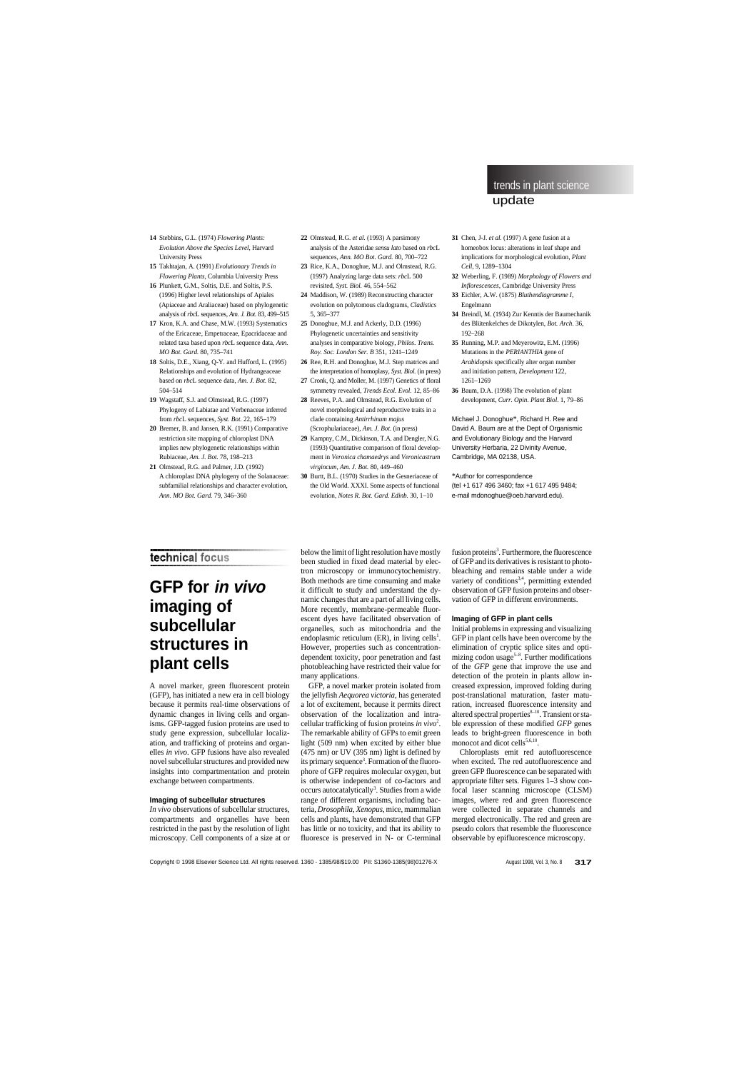14 Stebbins, G.L. (1974) *Flowering Plants: Evolution Above the Species Level*, Harvard University Press

15 Takhtajan, A. (1991) *Evolutionary Trends in Flowering Plants*, Columbia University Press

16 Plunkett, G.M., Soltis, D.E. and Soltis, P.S. (1996) Higher level relationships of Apiales (Apiaceae and Araliaceae) based on phylogenetic analysis of *rbc*L sequences, *Am. J. Bot.* 83, 499–515

17 Kron, K.A. and Chase, M.W. (1993) Systematics of the Ericaceae, Empetraceae, Epacridaceae and related taxa based upon *rbc*L sequence data, *Ann. MO Bot. Gard.* 80, 735–741

18 Soltis, D.E., Xiang, Q-Y. and Hufford, L. (1995) Relationships and evolution of Hydrangeaceae based on *rbc*L sequence data, *Am. J. Bot.* 82, 504–514

19 Wagstaff, S.J. and Olmstead, R.G. (1997) Phylogeny of Labiatae and Verbenaceae inferred from *rbc*L sequences, *Syst. Bot.* 22, 165–179

20 Bremer, B. and Jansen, R.K. (1991) Comparative restriction site mapping of chloroplast DNA implies new phylogenetic relationships within Rubiaceae, *Am. J. Bot.* 78, 198–213

21 Olmstead, R.G. and Palmer, J.D. (1992) A chloroplast DNA phylogeny of the Solanaceae: subfamilial relationships and character evolution, *Ann. MO Bot. Gard.* 79, 346–360

22 Olmstead, R.G. *et al.* (1993) A parsimony analysis of the Asteridae *sensu lato* based on *rbc*L sequences, *Ann. MO Bot. Gard.* 80, 700–722

23 Rice, K.A., Donoghue, M.J. and Olmstead, R.G. (1997) Analyzing large data sets: *rbc*L 500 revisited, *Syst. Biol.* 46, 554–562

24 Maddison, W. (1989) Reconstructing character evolution on polytomous cladograms, *Cladistics* 5, 365–377

25 Donoghue, M.J. and Ackerly, D.D. (1996) Phylogenetic uncertainties and sensitivity analyses in comparative biology, *Philos. Trans. Roy. Soc. London Ser. B* 351, 1241–1249

26 Ree, R.H. and Donoghue, M.J. Step matrices and the interpretation of homoplasy, *Syst. Biol.* (in press)

27 Cronk, Q. and Moller, M. (1997) Genetics of floral symmetry revealed, *Trends Ecol. Evol.* 12, 85–86

28 Reeves, P.A. and Olmstead, R.G. Evolution of novel morphological and reproductive traits in a clade containing *Antirrhinum majus* (Scrophulariaceae), *Am. J. Bot.* (in press)

29 Kampny, C.M., Dickinson, T.A. and Dengler, N.G. (1993) Quantitative comparison of floral development in *Veronica chamaedrys* and *Veronicastrum virgincum*, *Am. J. Bot.* 80, 449–460

30 Burtt, B.L. (1970) Studies in the Gesneriaceae of the Old World. XXXI. Some aspects of functional evolution, *Notes R. Bot. Gard. Edinb.* 30, 1–10

31 Chen, J-J. *et al.* (1997) A gene fusion at a homeobox locus: alterations in leaf shape and implications for morphological evolution, *Plant Cell*, 9, 1289–1304

32 Weberling, F. (1989) *Morphology of Flowers and Inflorescences*, Cambridge University Press

33 Eichler, A.W. (1875) *Bluthendiagramme I*, Engelmann

34 Breindl, M. (1934) Zur Kenntis der Baumechanik des Blütenkelches de Dikotylen, *Bot. Arch.* 36, 192–268

35 Running, M.P. and Meyerowitz, E.M. (1996) Mutations in the *PERIANTHIA* gene of *Arabidopsis* specifically alter organ number and initiation pattern, *Development* 122, 1261–1269

36 Baum, D.A. (1998) The evolution of plant development, *Curr. Opin. Plant Biol.* 1, 79–86

Michael J. Donoghue*, Richard H. Ree and David A. Baum are at the Dept of Organismic and Evolutionary Biology and the Harvard University Herbaria, 22 Divinity Avenue, Cambridge, MA 02138, USA.

*Author for correspondence (tel +1 617 496 3460; fax +1 617 495 9484; e-mail mdonoghue@oeb.harvard.edu).

technical focus

# GFP for *in vivo* imaging of subcellular structures in plant cells

A novel marker, green fluorescent protein (GFP), has initiated a new era in cell biology because it permits real-time observations of dynamic changes in living cells and organisms. GFP-tagged fusion proteins are used to study gene expression, subcellular localization, and trafficking of proteins and organelles *in vivo*. GFP fusions have also revealed novel subcellular structures and provided new insights into compartmentation and protein exchange between compartments.

### Imaging of subcellular structures

*In vivo* observations of subcellular structures, compartments and organelles have been restricted in the past by the resolution of light microscopy. Cell components of a size at or below the limit of light resolution have mostly been studied in fixed dead material by electron microscopy or immunocytochemistry. Both methods are time consuming and make it difficult to study and understand the dynamic changes that are a part of all living cells. More recently, membrane-permeable fluorescent dyes have facilitated observation of organelles, such as mitochondria and the endoplasmic reticulum (ER), in living cells[1]. However, properties such as concentration-dependent toxicity, poor penetration and fast photobleaching have restricted their value for many applications.

GFP, a novel marker protein isolated from the jellyfish *Aequorea victoria*, has generated a lot of excitement, because it permits direct observation of the localization and intracellular trafficking of fusion proteins *in vivo*[2]. The remarkable ability of GFPs to emit green light (509 nm) when excited by either blue (475 nm) or UV (395 nm) light is defined by its primary sequence[3]. Formation of the fluorophore of GFP requires molecular oxygen, but is otherwise independent of co-factors and occurs autocatalytically[3]. Studies from a wide range of different organisms, including bacteria, *Drosophila*, *Xenopus*, mice, mammalian cells and plants, have demonstrated that GFP has little or no toxicity, and that its ability to fluoresce is preserved in N- or C-terminal fusion proteins[3]. Furthermore, the fluorescence of GFP and its derivatives is resistant to photobleaching and remains stable under a wide variety of conditions[3,4], permitting extended observation of GFP fusion proteins and observation of GFP in different environments.

### Imaging of GFP in plant cells

Initial problems in expressing and visualizing GFP in plant cells have been overcome by the elimination of cryptic splice sites and optimizing codon usage[5–8]. Further modifications of the *GFP* gene that improve the use and detection of the protein in plants allow increased expression, improved folding during post-translational maturation, faster maturation, increased fluorescence intensity and altered spectral properties[8–10]. Transient or stable expression of these modified *GFP* genes leads to bright-green fluorescence in both monocot and dicot cells[5,6,10].

Chloroplasts emit red autofluorescence when excited. The red autofluorescence and green GFP fluorescence can be separated with appropriate filter sets. Figures 1–3 show confocal laser scanning microscope (CLSM) images, where red and green fluorescence were collected in separate channels and merged electronically. The red and green are pseudo colors that resemble the fluorescence observable by epifluorescence microscopy.